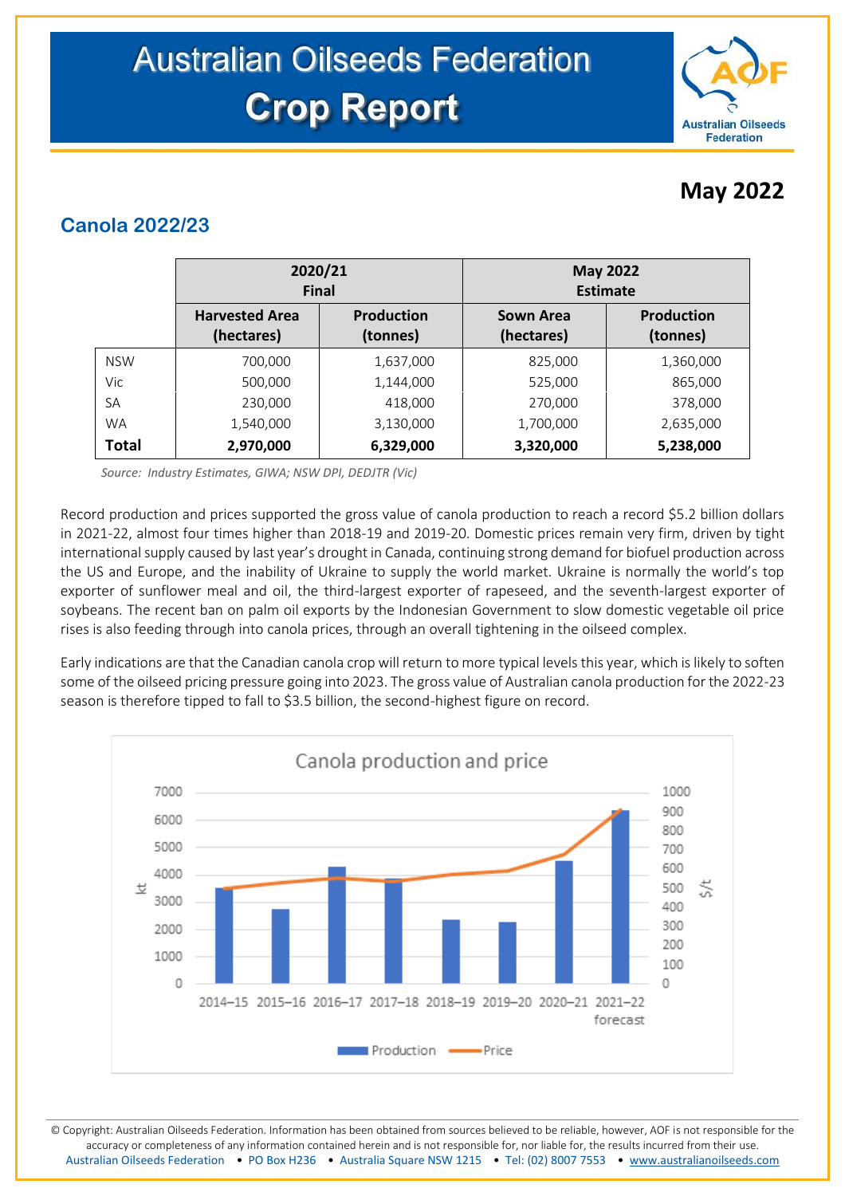# Australian Oilseeds Federation Crop Report

**May 2022**

## Canola 2022/23

| | 2020/21 Final | | May 2022 Estimate | |
|---|---|---|---|---|
| | Harvested Area (hectares) | Production (tonnes) | Sown Area (hectares) | Production (tonnes) |
| NSW | 700,000 | 1,637,000 | 825,000 | 1,360,000 |
| Vic | 500,000 | 1,144,000 | 525,000 | 865,000 |
| SA | 230,000 | 418,000 | 270,000 | 378,000 |
| WA | 1,540,000 | 3,130,000 | 1,700,000 | 2,635,000 |
| **Total** | **2,970,000** | **6,329,000** | **3,320,000** | **5,238,000** |

*Source: Industry Estimates, GIWA; NSW DPI, DEDJTR (Vic)*

Record production and prices supported the gross value of canola production to reach a record $5.2 billion dollars in 2021-22, almost four times higher than 2018-19 and 2019-20. Domestic prices remain very firm, driven by tight international supply caused by last year's drought in Canada, continuing strong demand for biofuel production across the US and Europe, and the inability of Ukraine to supply the world market. Ukraine is normally the world's top exporter of sunflower meal and oil, the third-largest exporter of rapeseed, and the seventh-largest exporter of soybeans. The recent ban on palm oil exports by the Indonesian Government to slow domestic vegetable oil price rises is also feeding through into canola prices, through an overall tightening in the oilseed complex.

Early indications are that the Canadian canola crop will return to more typical levels this year, which is likely to soften some of the oilseed pricing pressure going into 2023. The gross value of Australian canola production for the 2022-23 season is therefore tipped to fall to $3.5 billion, the second-highest figure on record.

Canola production and price

© Copyright: Australian Oilseeds Federation. Information has been obtained from sources believed to be reliable, however, AOF is not responsible for the accuracy or completeness of any information contained herein and is not responsible for, nor liable for, the results incurred from their use.
Australian Oilseeds Federation • PO Box H236 • Australia Square NSW 1215 • Tel: (02) 8007 7553 • www.australianoilseeds.com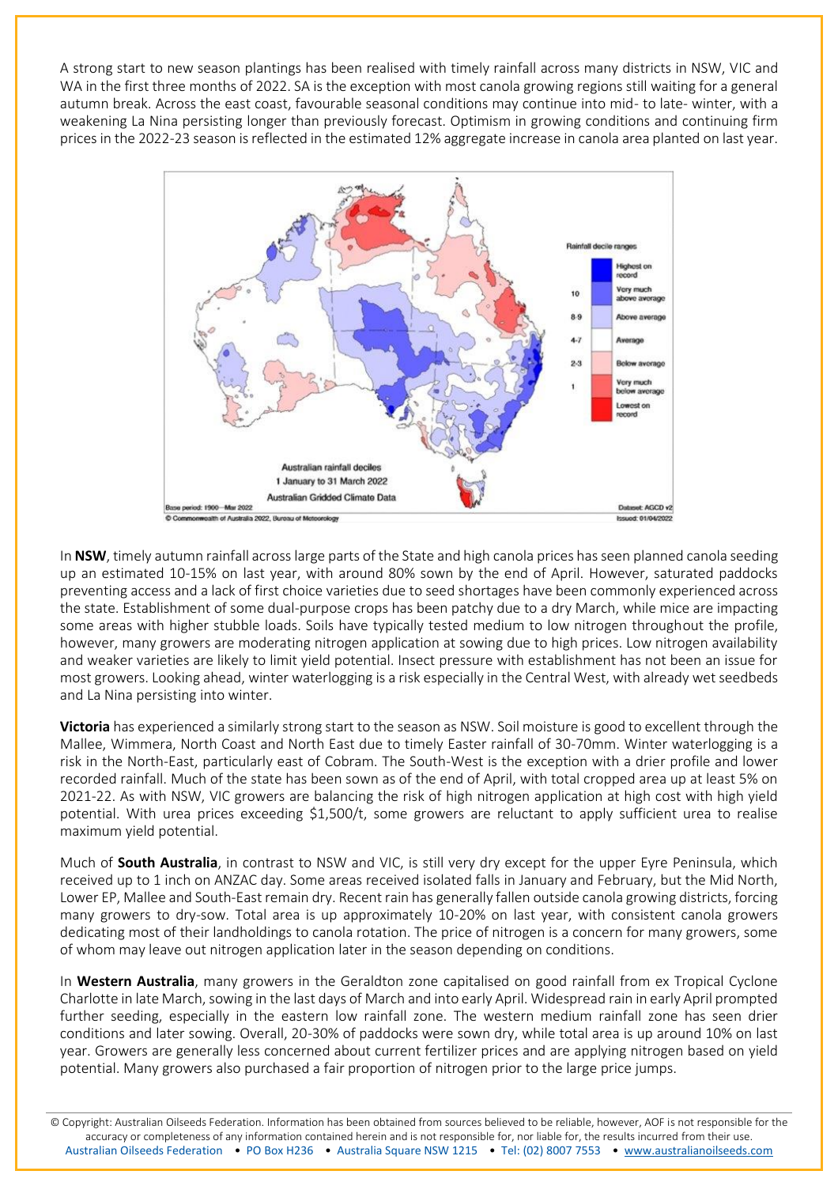A strong start to new season plantings has been realised with timely rainfall across many districts in NSW, VIC and WA in the first three months of 2022. SA is the exception with most canola growing regions still waiting for a general autumn break. Across the east coast, favourable seasonal conditions may continue into mid- to late- winter, with a weakening La Nina persisting longer than previously forecast. Optimism in growing conditions and continuing firm prices in the 2022-23 season is reflected in the estimated 12% aggregate increase in canola area planted on last year.

In **NSW**, timely autumn rainfall across large parts of the State and high canola prices has seen planned canola seeding up an estimated 10-15% on last year, with around 80% sown by the end of April. However, saturated paddocks preventing access and a lack of first choice varieties due to seed shortages have been commonly experienced across the state. Establishment of some dual-purpose crops has been patchy due to a dry March, while mice are impacting some areas with higher stubble loads. Soils have typically tested medium to low nitrogen throughout the profile, however, many growers are moderating nitrogen application at sowing due to high prices. Low nitrogen availability and weaker varieties are likely to limit yield potential. Insect pressure with establishment has not been an issue for most growers. Looking ahead, winter waterlogging is a risk especially in the Central West, with already wet seedbeds and La Nina persisting into winter.

**Victoria** has experienced a similarly strong start to the season as NSW. Soil moisture is good to excellent through the Mallee, Wimmera, North Coast and North East due to timely Easter rainfall of 30-70mm. Winter waterlogging is a risk in the North-East, particularly east of Cobram. The South-West is the exception with a drier profile and lower recorded rainfall. Much of the state has been sown as of the end of April, with total cropped area up at least 5% on 2021-22. As with NSW, VIC growers are balancing the risk of high nitrogen application at high cost with high yield potential. With urea prices exceeding $1,500/t, some growers are reluctant to apply sufficient urea to realise maximum yield potential.

Much of **South Australia**, in contrast to NSW and VIC, is still very dry except for the upper Eyre Peninsula, which received up to 1 inch on ANZAC day. Some areas received isolated falls in January and February, but the Mid North, Lower EP, Mallee and South-East remain dry. Recent rain has generally fallen outside canola growing districts, forcing many growers to dry-sow. Total area is up approximately 10-20% on last year, with consistent canola growers dedicating most of their landholdings to canola rotation. The price of nitrogen is a concern for many growers, some of whom may leave out nitrogen application later in the season depending on conditions.

In **Western Australia**, many growers in the Geraldton zone capitalised on good rainfall from ex Tropical Cyclone Charlotte in late March, sowing in the last days of March and into early April. Widespread rain in early April prompted further seeding, especially in the eastern low rainfall zone. The western medium rainfall zone has seen drier conditions and later sowing. Overall, 20-30% of paddocks were sown dry, while total area is up around 10% on last year. Growers are generally less concerned about current fertilizer prices and are applying nitrogen based on yield potential. Many growers also purchased a fair proportion of nitrogen prior to the large price jumps.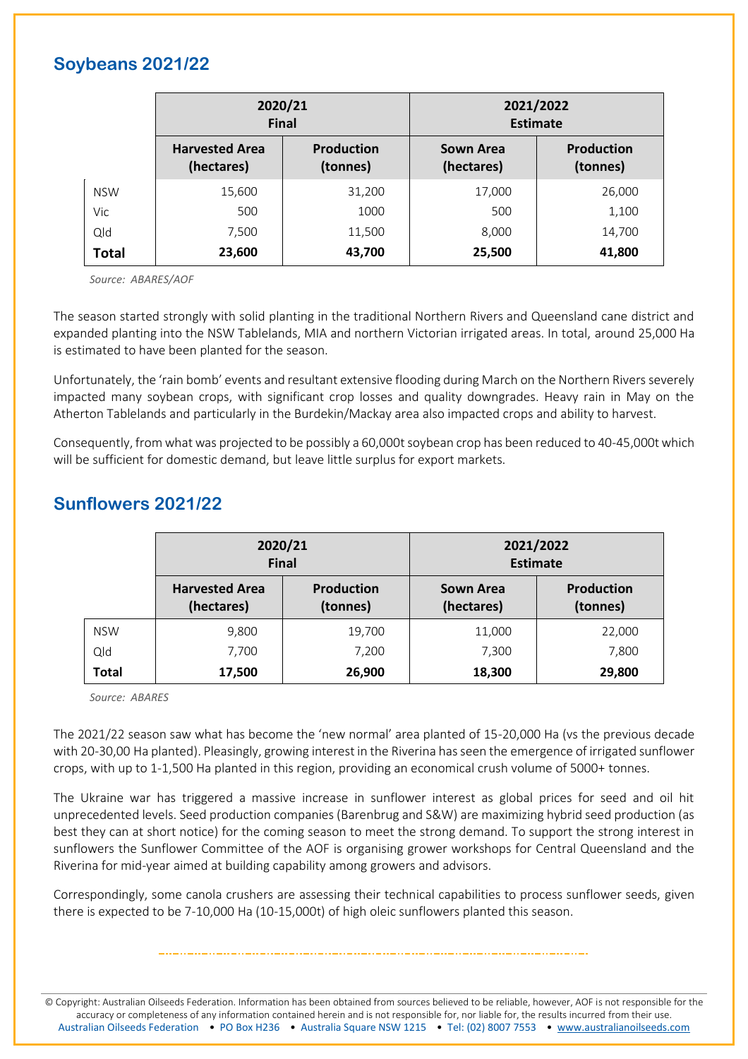## Soybeans 2021/22

| | 2020/21 Final | | 2021/2022 Estimate | |
|---|---|---|---|---|
| | Harvested Area (hectares) | Production (tonnes) | Sown Area (hectares) | Production (tonnes) |
| NSW | 15,600 | 31,200 | 17,000 | 26,000 |
| Vic | 500 | 1000 | 500 | 1,100 |
| Qld | 7,500 | 11,500 | 8,000 | 14,700 |
| **Total** | **23,600** | **43,700** | **25,500** | **41,800** |

*Source: ABARES/AOF*

The season started strongly with solid planting in the traditional Northern Rivers and Queensland cane district and expanded planting into the NSW Tablelands, MIA and northern Victorian irrigated areas. In total, around 25,000 Ha is estimated to have been planted for the season.

Unfortunately, the 'rain bomb' events and resultant extensive flooding during March on the Northern Rivers severely impacted many soybean crops, with significant crop losses and quality downgrades. Heavy rain in May on the Atherton Tablelands and particularly in the Burdekin/Mackay area also impacted crops and ability to harvest.

Consequently, from what was projected to be possibly a 60,000t soybean crop has been reduced to 40-45,000t which will be sufficient for domestic demand, but leave little surplus for export markets.

## Sunflowers 2021/22

| | 2020/21 Final | | 2021/2022 Estimate | |
|---|---|---|---|---|
| | Harvested Area (hectares) | Production (tonnes) | Sown Area (hectares) | Production (tonnes) |
| NSW | 9,800 | 19,700 | 11,000 | 22,000 |
| Qld | 7,700 | 7,200 | 7,300 | 7,800 |
| **Total** | **17,500** | **26,900** | **18,300** | **29,800** |

*Source: ABARES*

The 2021/22 season saw what has become the 'new normal' area planted of 15-20,000 Ha (vs the previous decade with 20-30,00 Ha planted). Pleasingly, growing interest in the Riverina has seen the emergence of irrigated sunflower crops, with up to 1-1,500 Ha planted in this region, providing an economical crush volume of 5000+ tonnes.

The Ukraine war has triggered a massive increase in sunflower interest as global prices for seed and oil hit unprecedented levels. Seed production companies (Barenbrug and S&W) are maximizing hybrid seed production (as best they can at short notice) for the coming season to meet the strong demand. To support the strong interest in sunflowers the Sunflower Committee of the AOF is organising grower workshops for Central Queensland and the Riverina for mid-year aimed at building capability among growers and advisors.

Correspondingly, some canola crushers are assessing their technical capabilities to process sunflower seeds, given there is expected to be 7-10,000 Ha (10-15,000t) of high oleic sunflowers planted this season.

© Copyright: Australian Oilseeds Federation. Information has been obtained from sources believed to be reliable, however, AOF is not responsible for the accuracy or completeness of any information contained herein and is not responsible for, nor liable for, the results incurred from their use.
Australian Oilseeds Federation • PO Box H236 • Australia Square NSW 1215 • Tel: (02) 8007 7553 • www.australianoilseeds.com